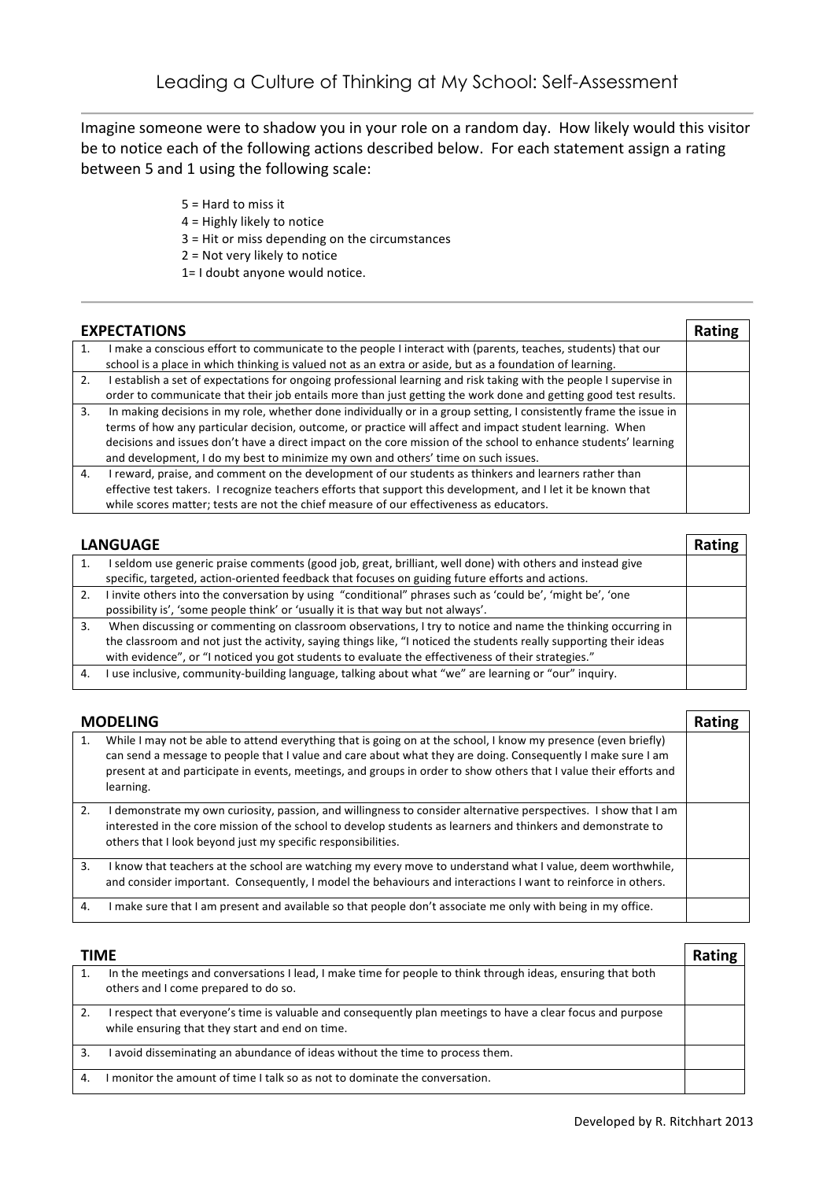# Leading a Culture of Thinking at My School: Self-Assessment

Imagine someone were to shadow you in your role on a random day. How likely would this visitor be to notice each of the following actions described below. For each statement assign a rating between 5 and 1 using the following scale:

- 5 = Hard to miss it
- 4 = Highly likely to notice
- 3 = Hit or miss depending on the circumstances
- 2 = Not very likely to notice
- 1= I doubt anyone would notice.

| EXPECTATIONS | Rating |
|---|---|
| 1. I make a conscious effort to communicate to the people I interact with (parents, teaches, students) that our school is a place in which thinking is valued not as an extra or aside, but as a foundation of learning. | |
| 2. I establish a set of expectations for ongoing professional learning and risk taking with the people I supervise in order to communicate that their job entails more than just getting the work done and getting good test results. | |
| 3. In making decisions in my role, whether done individually or in a group setting, I consistently frame the issue in terms of how any particular decision, outcome, or practice will affect and impact student learning. When decisions and issues don't have a direct impact on the core mission of the school to enhance students' learning and development, I do my best to minimize my own and others' time on such issues. | |
| 4. I reward, praise, and comment on the development of our students as thinkers and learners rather than effective test takers. I recognize teachers efforts that support this development, and I let it be known that while scores matter; tests are not the chief measure of our effectiveness as educators. | |

| LANGUAGE | Rating |
|---|---|
| 1. I seldom use generic praise comments (good job, great, brilliant, well done) with others and instead give specific, targeted, action-oriented feedback that focuses on guiding future efforts and actions. | |
| 2. I invite others into the conversation by using "conditional" phrases such as 'could be', 'might be', 'one possibility is', 'some people think' or 'usually it is that way but not always'. | |
| 3. When discussing or commenting on classroom observations, I try to notice and name the thinking occurring in the classroom and not just the activity, saying things like, "I noticed the students really supporting their ideas with evidence", or "I noticed you got students to evaluate the effectiveness of their strategies." | |
| 4. I use inclusive, community-building language, talking about what "we" are learning or "our" inquiry. | |

| MODELING | Rating |
|---|---|
| 1. While I may not be able to attend everything that is going on at the school, I know my presence (even briefly) can send a message to people that I value and care about what they are doing. Consequently I make sure I am present at and participate in events, meetings, and groups in order to show others that I value their efforts and learning. | |
| 2. I demonstrate my own curiosity, passion, and willingness to consider alternative perspectives. I show that I am interested in the core mission of the school to develop students as learners and thinkers and demonstrate to others that I look beyond just my specific responsibilities. | |
| 3. I know that teachers at the school are watching my every move to understand what I value, deem worthwhile, and consider important. Consequently, I model the behaviours and interactions I want to reinforce in others. | |
| 4. I make sure that I am present and available so that people don't associate me only with being in my office. | |

| TIME | Rating |
|---|---|
| 1. In the meetings and conversations I lead, I make time for people to think through ideas, ensuring that both others and I come prepared to do so. | |
| 2. I respect that everyone's time is valuable and consequently plan meetings to have a clear focus and purpose while ensuring that they start and end on time. | |
| 3. I avoid disseminating an abundance of ideas without the time to process them. | |
| 4. I monitor the amount of time I talk so as not to dominate the conversation. | |

Developed by R. Ritchhart 2013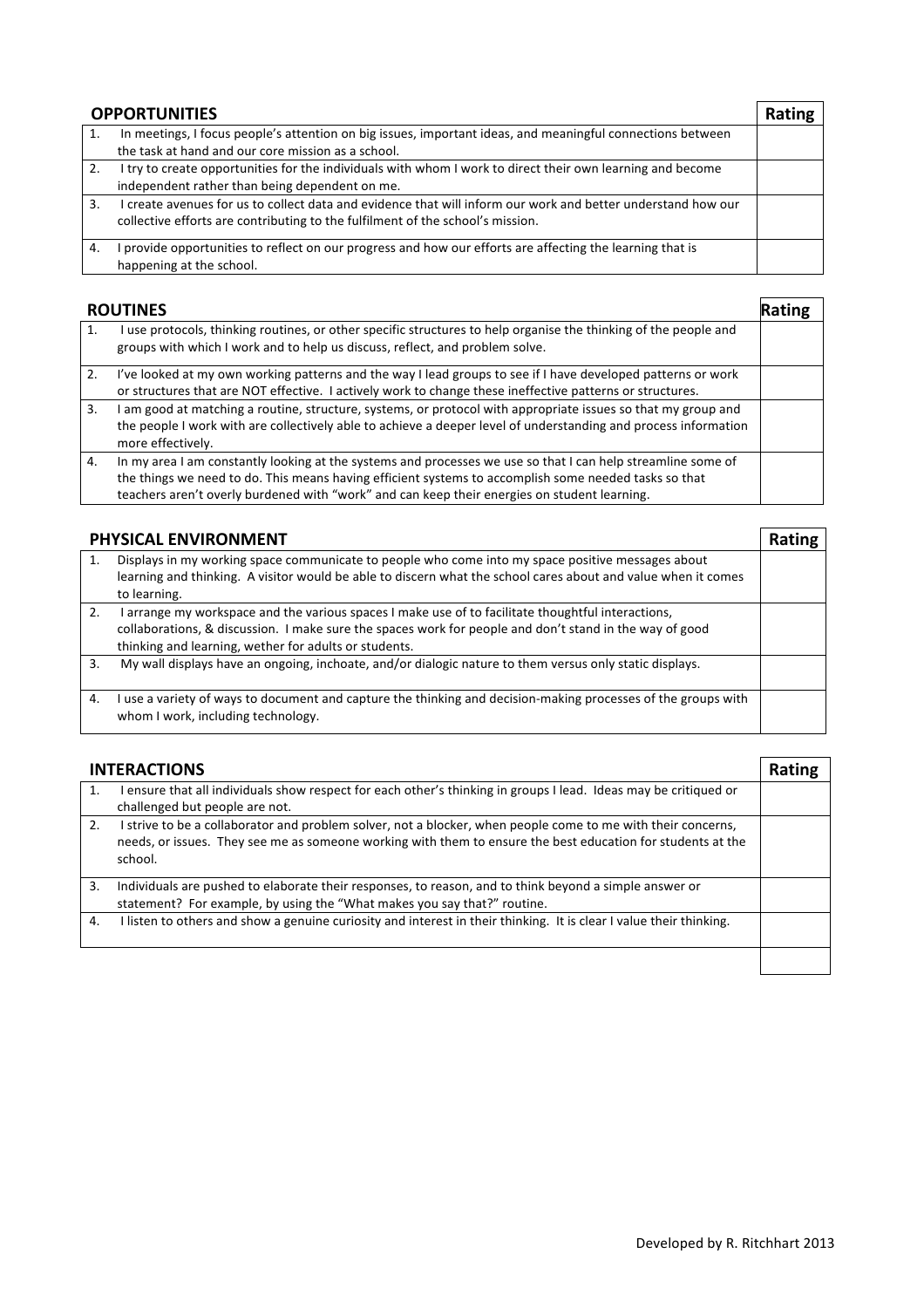| **OPPORTUNITIES** | | **Rating** |
|---|---|---|
| 1. | In meetings, I focus people's attention on big issues, important ideas, and meaningful connections between the task at hand and our core mission as a school. | |
| 2. | I try to create opportunities for the individuals with whom I work to direct their own learning and become independent rather than being dependent on me. | |
| 3. | I create avenues for us to collect data and evidence that will inform our work and better understand how our collective efforts are contributing to the fulfilment of the school's mission. | |
| 4. | I provide opportunities to reflect on our progress and how our efforts are affecting the learning that is happening at the school. | |

| **ROUTINES** | | **Rating** |
|---|---|---|
| 1. | I use protocols, thinking routines, or other specific structures to help organise the thinking of the people and groups with which I work and to help us discuss, reflect, and problem solve. | |
| 2. | I've looked at my own working patterns and the way I lead groups to see if I have developed patterns or work or structures that are NOT effective. I actively work to change these ineffective patterns or structures. | |
| 3. | I am good at matching a routine, structure, systems, or protocol with appropriate issues so that my group and the people I work with are collectively able to achieve a deeper level of understanding and process information more effectively. | |
| 4. | In my area I am constantly looking at the systems and processes we use so that I can help streamline some of the things we need to do. This means having efficient systems to accomplish some needed tasks so that teachers aren't overly burdened with "work" and can keep their energies on student learning. | |

| **PHYSICAL ENVIRONMENT** | | **Rating** |
|---|---|---|
| 1. | Displays in my working space communicate to people who come into my space positive messages about learning and thinking. A visitor would be able to discern what the school cares about and value when it comes to learning. | |
| 2. | I arrange my workspace and the various spaces I make use of to facilitate thoughtful interactions, collaborations, & discussion. I make sure the spaces work for people and don't stand in the way of good thinking and learning, wether for adults or students. | |
| 3. | My wall displays have an ongoing, inchoate, and/or dialogic nature to them versus only static displays. | |
| 4. | I use a variety of ways to document and capture the thinking and decision-making processes of the groups with whom I work, including technology. | |

| **INTERACTIONS** | | **Rating** |
|---|---|---|
| 1. | I ensure that all individuals show respect for each other's thinking in groups I lead. Ideas may be critiqued or challenged but people are not. | |
| 2. | I strive to be a collaborator and problem solver, not a blocker, when people come to me with their concerns, needs, or issues. They see me as someone working with them to ensure the best education for students at the school. | |
| 3. | Individuals are pushed to elaborate their responses, to reason, and to think beyond a simple answer or statement? For example, by using the "What makes you say that?" routine. | |
| 4. | I listen to others and show a genuine curiosity and interest in their thinking. It is clear I value their thinking. | |
| | | |

Developed by R. Ritchhart 2013